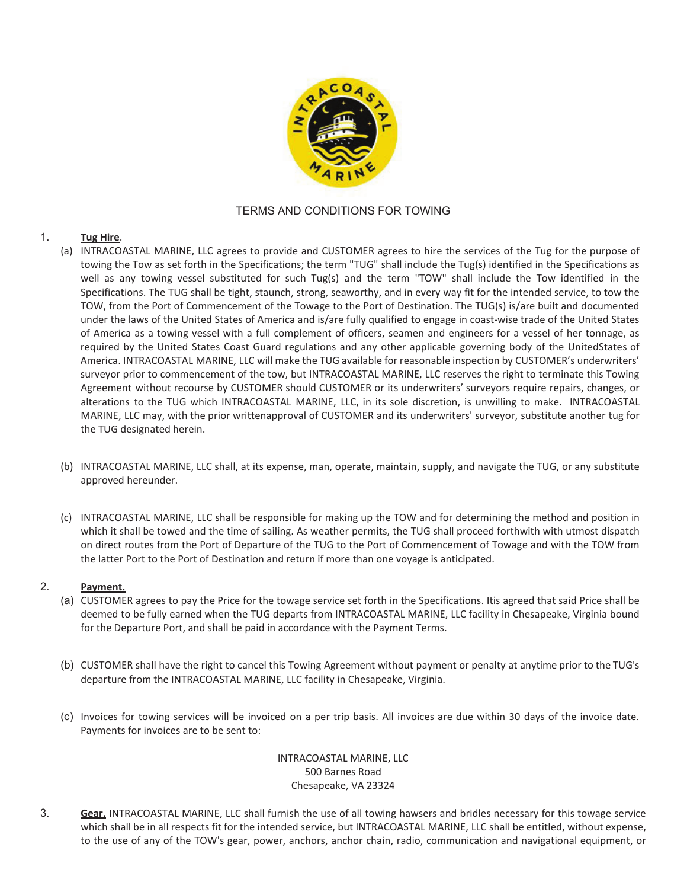# TERMS AND CONDITIONS FOR TOWING

1. **Tug Hire**.

   (a) INTRACOASTAL MARINE, LLC agrees to provide and CUSTOMER agrees to hire the services of the Tug for the purpose of towing the Tow as set forth in the Specifications; the term "TUG" shall include the Tug(s) identified in the Specifications as well as any towing vessel substituted for such Tug(s) and the term "TOW" shall include the Tow identified in the Specifications. The TUG shall be tight, staunch, strong, seaworthy, and in every way fit for the intended service, to tow the TOW, from the Port of Commencement of the Towage to the Port of Destination. The TUG(s) is/are built and documented under the laws of the United States of America and is/are fully qualified to engage in coast-wise trade of the United States of America as a towing vessel with a full complement of officers, seamen and engineers for a vessel of her tonnage, as required by the United States Coast Guard regulations and any other applicable governing body of the UnitedStates of America. INTRACOASTAL MARINE, LLC will make the TUG available for reasonable inspection by CUSTOMER's underwriters' surveyor prior to commencement of the tow, but INTRACOASTAL MARINE, LLC reserves the right to terminate this Towing Agreement without recourse by CUSTOMER should CUSTOMER or its underwriters' surveyors require repairs, changes, or alterations to the TUG which INTRACOASTAL MARINE, LLC, in its sole discretion, is unwilling to make. INTRACOASTAL MARINE, LLC may, with the prior writtenapproval of CUSTOMER and its underwriters' surveyor, substitute another tug for the TUG designated herein.

   (b) INTRACOASTAL MARINE, LLC shall, at its expense, man, operate, maintain, supply, and navigate the TUG, or any substitute approved hereunder.

   (c) INTRACOASTAL MARINE, LLC shall be responsible for making up the TOW and for determining the method and position in which it shall be towed and the time of sailing. As weather permits, the TUG shall proceed forthwith with utmost dispatch on direct routes from the Port of Departure of the TUG to the Port of Commencement of Towage and with the TOW from the latter Port to the Port of Destination and return if more than one voyage is anticipated.

2. **Payment.**

   (a) CUSTOMER agrees to pay the Price for the towage service set forth in the Specifications. Itis agreed that said Price shall be deemed to be fully earned when the TUG departs from INTRACOASTAL MARINE, LLC facility in Chesapeake, Virginia bound for the Departure Port, and shall be paid in accordance with the Payment Terms.

   (b) CUSTOMER shall have the right to cancel this Towing Agreement without payment or penalty at anytime prior to the TUG's departure from the INTRACOASTAL MARINE, LLC facility in Chesapeake, Virginia.

   (c) Invoices for towing services will be invoiced on a per trip basis. All invoices are due within 30 days of the invoice date. Payments for invoices are to be sent to:

   INTRACOASTAL MARINE, LLC  
   500 Barnes Road  
   Chesapeake, VA 23324

3. **Gear.** INTRACOASTAL MARINE, LLC shall furnish the use of all towing hawsers and bridles necessary for this towage service which shall be in all respects fit for the intended service, but INTRACOASTAL MARINE, LLC shall be entitled, without expense, to the use of any of the TOW's gear, power, anchors, anchor chain, radio, communication and navigational equipment, or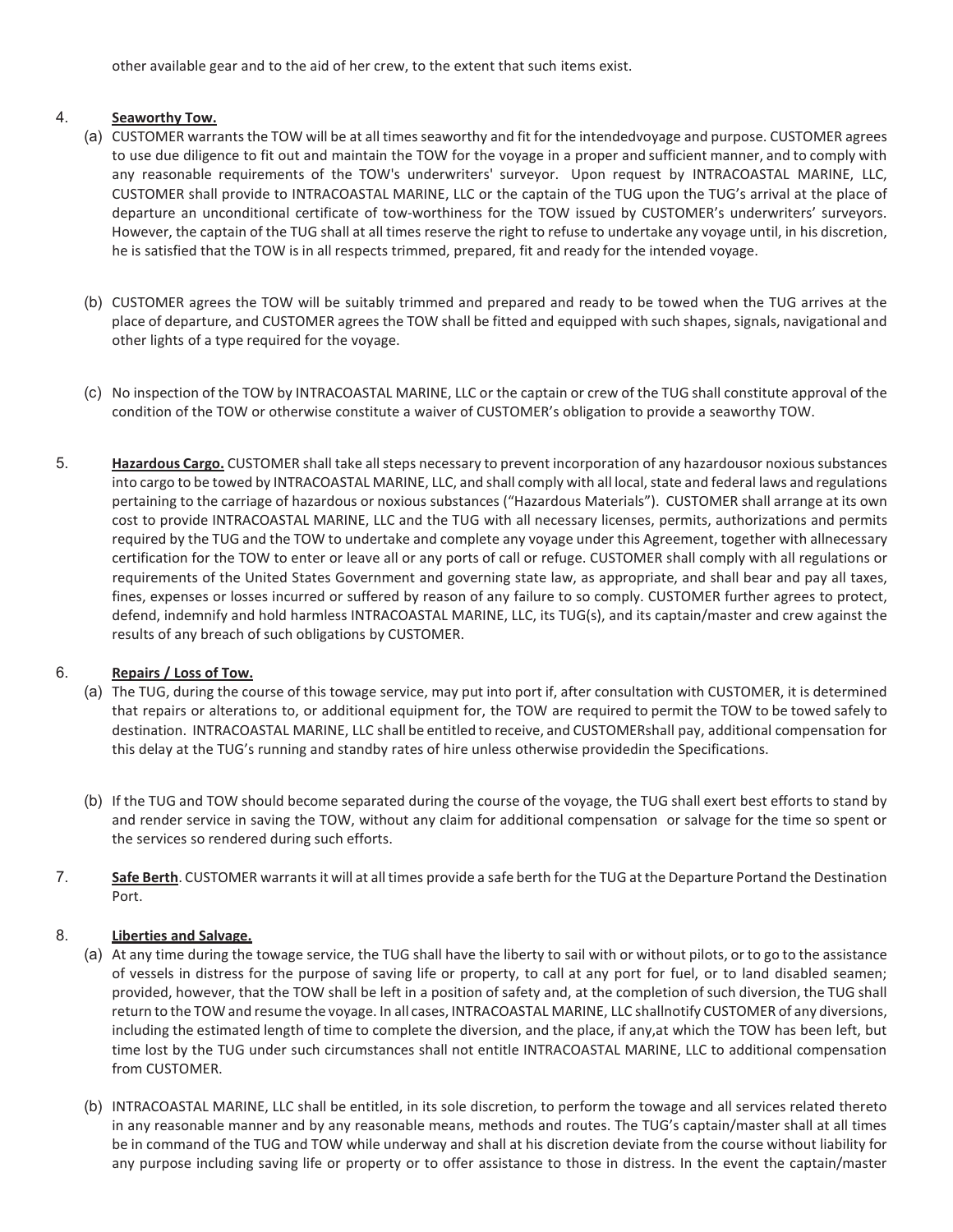other available gear and to the aid of her crew, to the extent that such items exist.

4. **Seaworthy Tow.**

(a) CUSTOMER warrants the TOW will be at all times seaworthy and fit for the intendedvoyage and purpose. CUSTOMER agrees to use due diligence to fit out and maintain the TOW for the voyage in a proper and sufficient manner, and to comply with any reasonable requirements of the TOW's underwriters' surveyor. Upon request by INTRACOASTAL MARINE, LLC, CUSTOMER shall provide to INTRACOASTAL MARINE, LLC or the captain of the TUG upon the TUG's arrival at the place of departure an unconditional certificate of tow-worthiness for the TOW issued by CUSTOMER's underwriters' surveyors. However, the captain of the TUG shall at all times reserve the right to refuse to undertake any voyage until, in his discretion, he is satisfied that the TOW is in all respects trimmed, prepared, fit and ready for the intended voyage.

(b) CUSTOMER agrees the TOW will be suitably trimmed and prepared and ready to be towed when the TUG arrives at the place of departure, and CUSTOMER agrees the TOW shall be fitted and equipped with such shapes, signals, navigational and other lights of a type required for the voyage.

(c) No inspection of the TOW by INTRACOASTAL MARINE, LLC or the captain or crew of the TUG shall constitute approval of the condition of the TOW or otherwise constitute a waiver of CUSTOMER's obligation to provide a seaworthy TOW.

5. **Hazardous Cargo.** CUSTOMER shall take all steps necessary to prevent incorporation of any hazardousor noxious substances into cargo to be towed by INTRACOASTAL MARINE, LLC, and shall comply with all local, state and federal laws and regulations pertaining to the carriage of hazardous or noxious substances ("Hazardous Materials"). CUSTOMER shall arrange at its own cost to provide INTRACOASTAL MARINE, LLC and the TUG with all necessary licenses, permits, authorizations and permits required by the TUG and the TOW to undertake and complete any voyage under this Agreement, together with allnecessary certification for the TOW to enter or leave all or any ports of call or refuge. CUSTOMER shall comply with all regulations or requirements of the United States Government and governing state law, as appropriate, and shall bear and pay all taxes, fines, expenses or losses incurred or suffered by reason of any failure to so comply. CUSTOMER further agrees to protect, defend, indemnify and hold harmless INTRACOASTAL MARINE, LLC, its TUG(s), and its captain/master and crew against the results of any breach of such obligations by CUSTOMER.

6. **Repairs / Loss of Tow.**

(a) The TUG, during the course of this towage service, may put into port if, after consultation with CUSTOMER, it is determined that repairs or alterations to, or additional equipment for, the TOW are required to permit the TOW to be towed safely to destination. INTRACOASTAL MARINE, LLC shall be entitled to receive, and CUSTOMERshall pay, additional compensation for this delay at the TUG's running and standby rates of hire unless otherwise providedin the Specifications.

(b) If the TUG and TOW should become separated during the course of the voyage, the TUG shall exert best efforts to stand by and render service in saving the TOW, without any claim for additional compensation or salvage for the time so spent or the services so rendered during such efforts.

7. **Safe Berth**. CUSTOMER warrants it will at all times provide a safe berth for the TUG at the Departure Portand the Destination Port.

8. **Liberties and Salvage.**

(a) At any time during the towage service, the TUG shall have the liberty to sail with or without pilots, or to go to the assistance of vessels in distress for the purpose of saving life or property, to call at any port for fuel, or to land disabled seamen; provided, however, that the TOW shall be left in a position of safety and, at the completion of such diversion, the TUG shall return to the TOW and resume the voyage. In all cases, INTRACOASTAL MARINE, LLC shallnotify CUSTOMER of any diversions, including the estimated length of time to complete the diversion, and the place, if any,at which the TOW has been left, but time lost by the TUG under such circumstances shall not entitle INTRACOASTAL MARINE, LLC to additional compensation from CUSTOMER.

(b) INTRACOASTAL MARINE, LLC shall be entitled, in its sole discretion, to perform the towage and all services related thereto in any reasonable manner and by any reasonable means, methods and routes. The TUG's captain/master shall at all times be in command of the TUG and TOW while underway and shall at his discretion deviate from the course without liability for any purpose including saving life or property or to offer assistance to those in distress. In the event the captain/master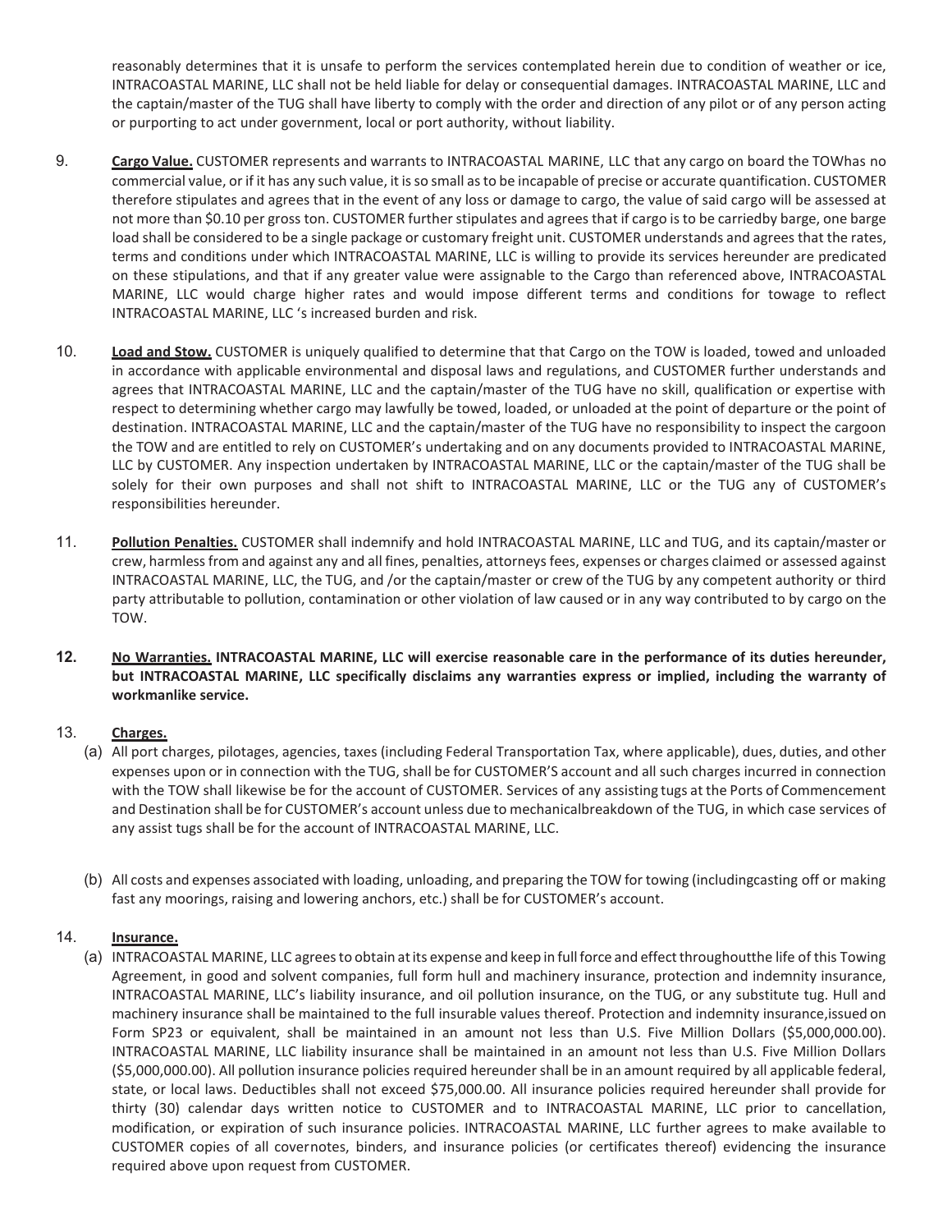reasonably determines that it is unsafe to perform the services contemplated herein due to condition of weather or ice, INTRACOASTAL MARINE, LLC shall not be held liable for delay or consequential damages. INTRACOASTAL MARINE, LLC and the captain/master of the TUG shall have liberty to comply with the order and direction of any pilot or of any person acting or purporting to act under government, local or port authority, without liability.

9. **Cargo Value.** CUSTOMER represents and warrants to INTRACOASTAL MARINE, LLC that any cargo on board the TOWhas no commercial value, or if it has any such value, it is so small as to be incapable of precise or accurate quantification. CUSTOMER therefore stipulates and agrees that in the event of any loss or damage to cargo, the value of said cargo will be assessed at not more than $0.10 per gross ton. CUSTOMER further stipulates and agrees that if cargo is to be carriedby barge, one barge load shall be considered to be a single package or customary freight unit. CUSTOMER understands and agrees that the rates, terms and conditions under which INTRACOASTAL MARINE, LLC is willing to provide its services hereunder are predicated on these stipulations, and that if any greater value were assignable to the Cargo than referenced above, INTRACOASTAL MARINE, LLC would charge higher rates and would impose different terms and conditions for towage to reflect INTRACOASTAL MARINE, LLC 's increased burden and risk.

10. **Load and Stow.** CUSTOMER is uniquely qualified to determine that that Cargo on the TOW is loaded, towed and unloaded in accordance with applicable environmental and disposal laws and regulations, and CUSTOMER further understands and agrees that INTRACOASTAL MARINE, LLC and the captain/master of the TUG have no skill, qualification or expertise with respect to determining whether cargo may lawfully be towed, loaded, or unloaded at the point of departure or the point of destination. INTRACOASTAL MARINE, LLC and the captain/master of the TUG have no responsibility to inspect the cargoon the TOW and are entitled to rely on CUSTOMER's undertaking and on any documents provided to INTRACOASTAL MARINE, LLC by CUSTOMER. Any inspection undertaken by INTRACOASTAL MARINE, LLC or the captain/master of the TUG shall be solely for their own purposes and shall not shift to INTRACOASTAL MARINE, LLC or the TUG any of CUSTOMER's responsibilities hereunder.

11. **Pollution Penalties.** CUSTOMER shall indemnify and hold INTRACOASTAL MARINE, LLC and TUG, and its captain/master or crew, harmless from and against any and all fines, penalties, attorneys fees, expenses or charges claimed or assessed against INTRACOASTAL MARINE, LLC, the TUG, and /or the captain/master or crew of the TUG by any competent authority or third party attributable to pollution, contamination or other violation of law caused or in any way contributed to by cargo on the TOW.

12. **No Warranties. INTRACOASTAL MARINE, LLC will exercise reasonable care in the performance of its duties hereunder, but INTRACOASTAL MARINE, LLC specifically disclaims any warranties express or implied, including the warranty of workmanlike service.**

13. **Charges.**

    (a) All port charges, pilotages, agencies, taxes (including Federal Transportation Tax, where applicable), dues, duties, and other expenses upon or in connection with the TUG, shall be for CUSTOMER'S account and all such charges incurred in connection with the TOW shall likewise be for the account of CUSTOMER. Services of any assisting tugs at the Ports of Commencement and Destination shall be for CUSTOMER's account unless due to mechanicalbreakdown of the TUG, in which case services of any assist tugs shall be for the account of INTRACOASTAL MARINE, LLC.

    (b) All costs and expenses associated with loading, unloading, and preparing the TOW for towing (includingcasting off or making fast any moorings, raising and lowering anchors, etc.) shall be for CUSTOMER's account.

14. **Insurance.**

    (a) INTRACOASTAL MARINE, LLC agrees to obtain at its expense and keep in full force and effect throughoutthe life of this Towing Agreement, in good and solvent companies, full form hull and machinery insurance, protection and indemnity insurance, INTRACOASTAL MARINE, LLC's liability insurance, and oil pollution insurance, on the TUG, or any substitute tug. Hull and machinery insurance shall be maintained to the full insurable values thereof. Protection and indemnity insurance,issued on Form SP23 or equivalent, shall be maintained in an amount not less than U.S. Five Million Dollars ($5,000,000.00). INTRACOASTAL MARINE, LLC liability insurance shall be maintained in an amount not less than U.S. Five Million Dollars ($5,000,000.00). All pollution insurance policies required hereunder shall be in an amount required by all applicable federal, state, or local laws. Deductibles shall not exceed $75,000.00. All insurance policies required hereunder shall provide for thirty (30) calendar days written notice to CUSTOMER and to INTRACOASTAL MARINE, LLC prior to cancellation, modification, or expiration of such insurance policies. INTRACOASTAL MARINE, LLC further agrees to make available to CUSTOMER copies of all covernotes, binders, and insurance policies (or certificates thereof) evidencing the insurance required above upon request from CUSTOMER.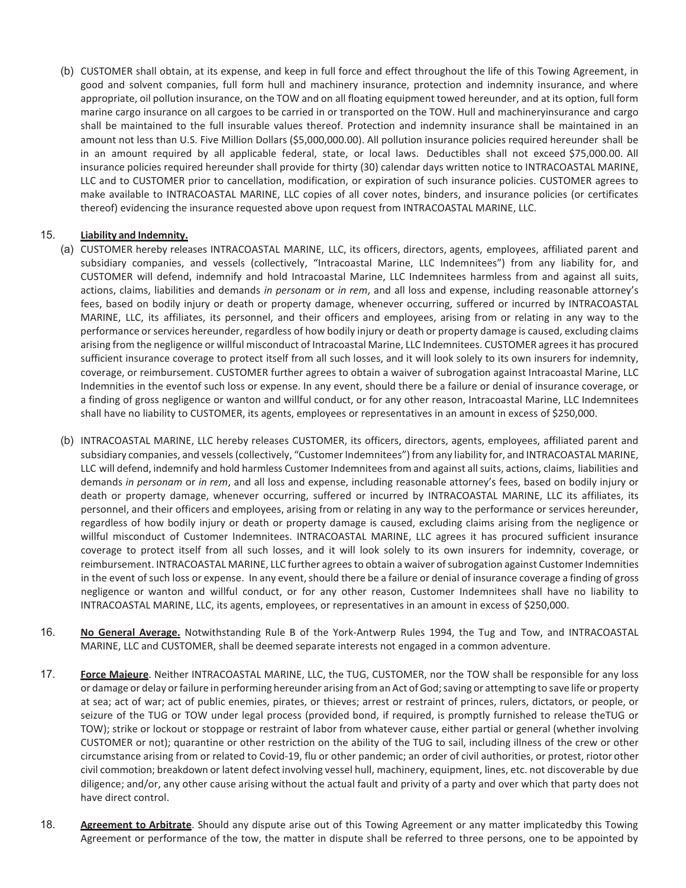(b) CUSTOMER shall obtain, at its expense, and keep in full force and effect throughout the life of this Towing Agreement, in good and solvent companies, full form hull and machinery insurance, protection and indemnity insurance, and where appropriate, oil pollution insurance, on the TOW and on all floating equipment towed hereunder, and at its option, full form marine cargo insurance on all cargoes to be carried in or transported on the TOW. Hull and machineryinsurance and cargo shall be maintained to the full insurable values thereof. Protection and indemnity insurance shall be maintained in an amount not less than U.S. Five Million Dollars ($5,000,000.00). All pollution insurance policies required hereunder shall be in an amount required by all applicable federal, state, or local laws. Deductibles shall not exceed $75,000.00. All insurance policies required hereunder shall provide for thirty (30) calendar days written notice to INTRACOASTAL MARINE, LLC and to CUSTOMER prior to cancellation, modification, or expiration of such insurance policies. CUSTOMER agrees to make available to INTRACOASTAL MARINE, LLC copies of all cover notes, binders, and insurance policies (or certificates thereof) evidencing the insurance requested above upon request from INTRACOASTAL MARINE, LLC.

15. **Liability and Indemnity.**

(a) CUSTOMER hereby releases INTRACOASTAL MARINE, LLC, its officers, directors, agents, employees, affiliated parent and subsidiary companies, and vessels (collectively, "Intracoastal Marine, LLC Indemnitees") from any liability for, and CUSTOMER will defend, indemnify and hold Intracoastal Marine, LLC Indemnitees harmless from and against all suits, actions, claims, liabilities and demands *in personam* or *in rem*, and all loss and expense, including reasonable attorney's fees, based on bodily injury or death or property damage, whenever occurring, suffered or incurred by INTRACOASTAL MARINE, LLC, its affiliates, its personnel, and their officers and employees, arising from or relating in any way to the performance or services hereunder, regardless of how bodily injury or death or property damage is caused, excluding claims arising from the negligence or willful misconduct of Intracoastal Marine, LLC Indemnitees. CUSTOMER agrees it has procured sufficient insurance coverage to protect itself from all such losses, and it will look solely to its own insurers for indemnity, coverage, or reimbursement. CUSTOMER further agrees to obtain a waiver of subrogation against Intracoastal Marine, LLC Indemnities in the eventof such loss or expense. In any event, should there be a failure or denial of insurance coverage, or a finding of gross negligence or wanton and willful conduct, or for any other reason, Intracoastal Marine, LLC Indemnitees shall have no liability to CUSTOMER, its agents, employees or representatives in an amount in excess of $250,000.

(b) INTRACOASTAL MARINE, LLC hereby releases CUSTOMER, its officers, directors, agents, employees, affiliated parent and subsidiary companies, and vessels (collectively, "Customer Indemnitees") from any liability for, and INTRACOASTAL MARINE, LLC will defend, indemnify and hold harmless Customer Indemnitees from and against all suits, actions, claims, liabilities and demands *in personam* or *in rem*, and all loss and expense, including reasonable attorney's fees, based on bodily injury or death or property damage, whenever occurring, suffered or incurred by INTRACOASTAL MARINE, LLC its affiliates, its personnel, and their officers and employees, arising from or relating in any way to the performance or services hereunder, regardless of how bodily injury or death or property damage is caused, excluding claims arising from the negligence or willful misconduct of Customer Indemnitees. INTRACOASTAL MARINE, LLC agrees it has procured sufficient insurance coverage to protect itself from all such losses, and it will look solely to its own insurers for indemnity, coverage, or reimbursement. INTRACOASTAL MARINE, LLC further agrees to obtain a waiver of subrogation against Customer Indemnities in the event of such loss or expense. In any event, should there be a failure or denial of insurance coverage a finding of gross negligence or wanton and willful conduct, or for any other reason, Customer Indemnitees shall have no liability to INTRACOASTAL MARINE, LLC, its agents, employees, or representatives in an amount in excess of $250,000.

16. **No General Average.** Notwithstanding Rule B of the York-Antwerp Rules 1994, the Tug and Tow, and INTRACOASTAL MARINE, LLC and CUSTOMER, shall be deemed separate interests not engaged in a common adventure.

17. **Force Majeure**. Neither INTRACOASTAL MARINE, LLC, the TUG, CUSTOMER, nor the TOW shall be responsible for any loss or damage or delay or failure in performing hereunder arising from an Act of God; saving or attempting to save life or property at sea; act of war; act of public enemies, pirates, or thieves; arrest or restraint of princes, rulers, dictators, or people, or seizure of the TUG or TOW under legal process (provided bond, if required, is promptly furnished to release theTUG or TOW); strike or lockout or stoppage or restraint of labor from whatever cause, either partial or general (whether involving CUSTOMER or not); quarantine or other restriction on the ability of the TUG to sail, including illness of the crew or other circumstance arising from or related to Covid-19, flu or other pandemic; an order of civil authorities, or protest, riotor other civil commotion; breakdown or latent defect involving vessel hull, machinery, equipment, lines, etc. not discoverable by due diligence; and/or, any other cause arising without the actual fault and privity of a party and over which that party does not have direct control.

18. **Agreement to Arbitrate**. Should any dispute arise out of this Towing Agreement or any matter implicatedby this Towing Agreement or performance of the tow, the matter in dispute shall be referred to three persons, one to be appointed by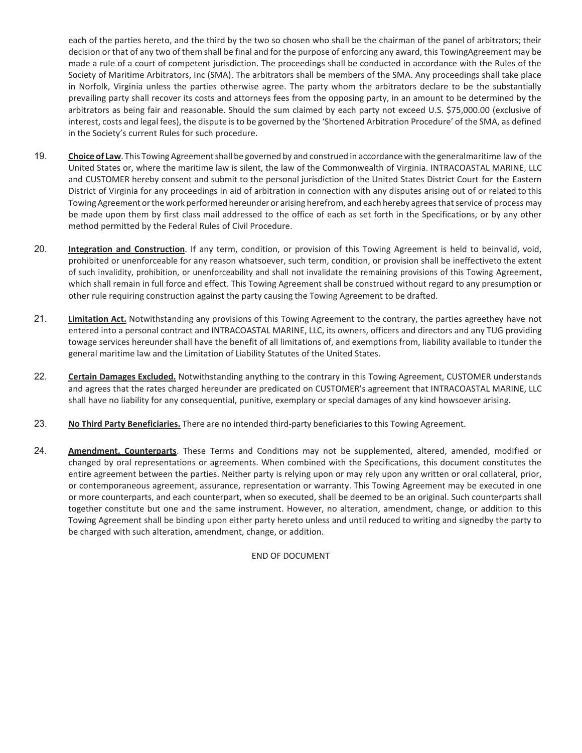each of the parties hereto, and the third by the two so chosen who shall be the chairman of the panel of arbitrators; their decision or that of any two of them shall be final and for the purpose of enforcing any award, this TowingAgreement may be made a rule of a court of competent jurisdiction. The proceedings shall be conducted in accordance with the Rules of the Society of Maritime Arbitrators, Inc (SMA). The arbitrators shall be members of the SMA. Any proceedings shall take place in Norfolk, Virginia unless the parties otherwise agree. The party whom the arbitrators declare to be the substantially prevailing party shall recover its costs and attorneys fees from the opposing party, in an amount to be determined by the arbitrators as being fair and reasonable. Should the sum claimed by each party not exceed U.S. $75,000.00 (exclusive of interest, costs and legal fees), the dispute is to be governed by the 'Shortened Arbitration Procedure' of the SMA, as defined in the Society's current Rules for such procedure.

19. **Choice of Law**. This Towing Agreement shall be governed by and construed in accordance with the generalmaritime law of the United States or, where the maritime law is silent, the law of the Commonwealth of Virginia. INTRACOASTAL MARINE, LLC and CUSTOMER hereby consent and submit to the personal jurisdiction of the United States District Court for the Eastern District of Virginia for any proceedings in aid of arbitration in connection with any disputes arising out of or related to this Towing Agreement or the work performed hereunder or arising herefrom, and each hereby agrees that service of process may be made upon them by first class mail addressed to the office of each as set forth in the Specifications, or by any other method permitted by the Federal Rules of Civil Procedure.

20. **Integration and Construction**. If any term, condition, or provision of this Towing Agreement is held to beinvalid, void, prohibited or unenforceable for any reason whatsoever, such term, condition, or provision shall be ineffectiveto the extent of such invalidity, prohibition, or unenforceability and shall not invalidate the remaining provisions of this Towing Agreement, which shall remain in full force and effect. This Towing Agreement shall be construed without regard to any presumption or other rule requiring construction against the party causing the Towing Agreement to be drafted.

21. **Limitation Act.** Notwithstanding any provisions of this Towing Agreement to the contrary, the parties agreethey have not entered into a personal contract and INTRACOASTAL MARINE, LLC, its owners, officers and directors and any TUG providing towage services hereunder shall have the benefit of all limitations of, and exemptions from, liability available to itunder the general maritime law and the Limitation of Liability Statutes of the United States.

22. **Certain Damages Excluded.** Notwithstanding anything to the contrary in this Towing Agreement, CUSTOMER understands and agrees that the rates charged hereunder are predicated on CUSTOMER's agreement that INTRACOASTAL MARINE, LLC shall have no liability for any consequential, punitive, exemplary or special damages of any kind howsoever arising.

23. **No Third Party Beneficiaries.** There are no intended third-party beneficiaries to this Towing Agreement.

24. **Amendment, Counterparts**. These Terms and Conditions may not be supplemented, altered, amended, modified or changed by oral representations or agreements. When combined with the Specifications, this document constitutes the entire agreement between the parties. Neither party is relying upon or may rely upon any written or oral collateral, prior, or contemporaneous agreement, assurance, representation or warranty. This Towing Agreement may be executed in one or more counterparts, and each counterpart, when so executed, shall be deemed to be an original. Such counterparts shall together constitute but one and the same instrument. However, no alteration, amendment, change, or addition to this Towing Agreement shall be binding upon either party hereto unless and until reduced to writing and signedby the party to be charged with such alteration, amendment, change, or addition.

END OF DOCUMENT